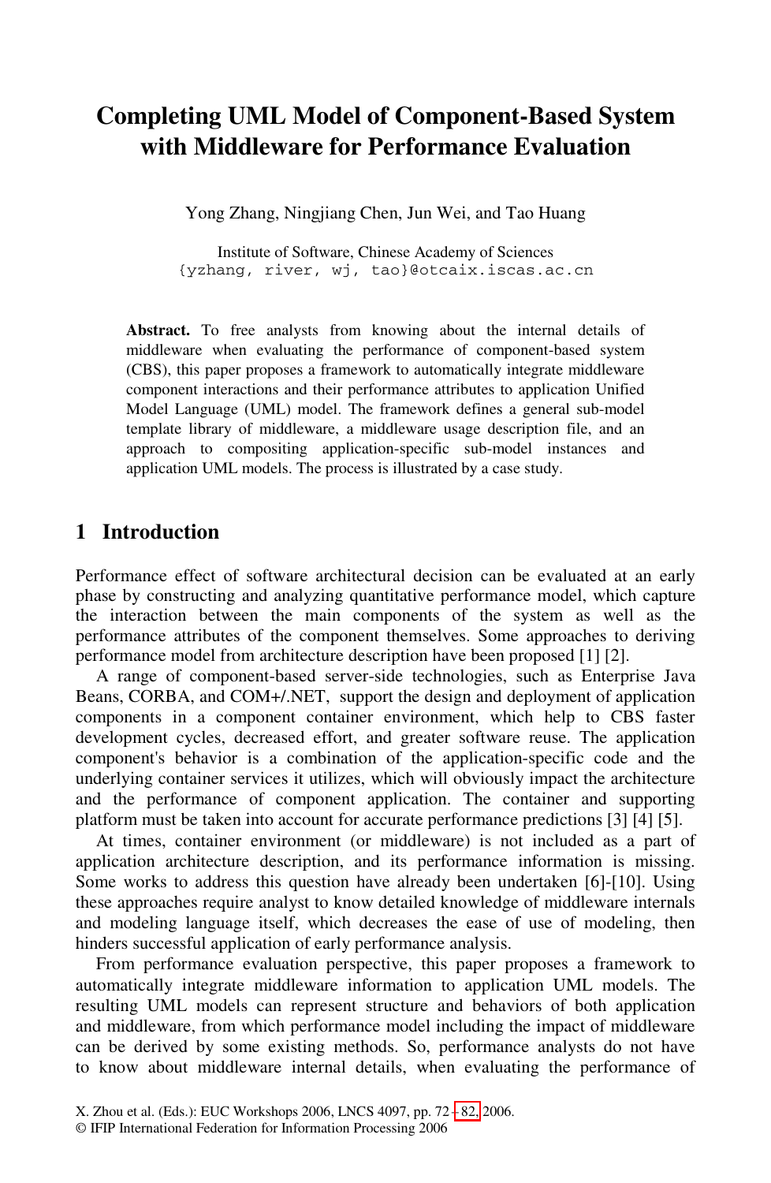# Completing UML Model of Component-Based System with Middleware for Performance Evaluation

Yong Zhang, Ningjiang Chen, Jun Wei, and Tao Huang

Institute of Software, Chinese Academy of Sciences
{yzhang, river, wj, tao}@otcaix.iscas.ac.cn

**Abstract.** To free analysts from knowing about the internal details of middleware when evaluating the performance of component-based system (CBS), this paper proposes a framework to automatically integrate middleware component interactions and their performance attributes to application Unified Model Language (UML) model. The framework defines a general sub-model template library of middleware, a middleware usage description file, and an approach to compositing application-specific sub-model instances and application UML models. The process is illustrated by a case study.

## 1 Introduction

Performance effect of software architectural decision can be evaluated at an early phase by constructing and analyzing quantitative performance model, which capture the interaction between the main components of the system as well as the performance attributes of the component themselves. Some approaches to deriving performance model from architecture description have been proposed [1] [2].

A range of component-based server-side technologies, such as Enterprise Java Beans, CORBA, and COM+/.NET, support the design and deployment of application components in a component container environment, which help to CBS faster development cycles, decreased effort, and greater software reuse. The application component's behavior is a combination of the application-specific code and the underlying container services it utilizes, which will obviously impact the architecture and the performance of component application. The container and supporting platform must be taken into account for accurate performance predictions [3] [4] [5].

At times, container environment (or middleware) is not included as a part of application architecture description, and its performance information is missing. Some works to address this question have already been undertaken [6]-[10]. Using these approaches require analyst to know detailed knowledge of middleware internals and modeling language itself, which decreases the ease of use of modeling, then hinders successful application of early performance analysis.

From performance evaluation perspective, this paper proposes a framework to automatically integrate middleware information to application UML models. The resulting UML models can represent structure and behaviors of both application and middleware, from which performance model including the impact of middleware can be derived by some existing methods. So, performance analysts do not have to know about middleware internal details, when evaluating the performance of

X. Zhou et al. (Eds.): EUC Workshops 2006, LNCS 4097, pp. 72 – 82, 2006.
© IFIP International Federation for Information Processing 2006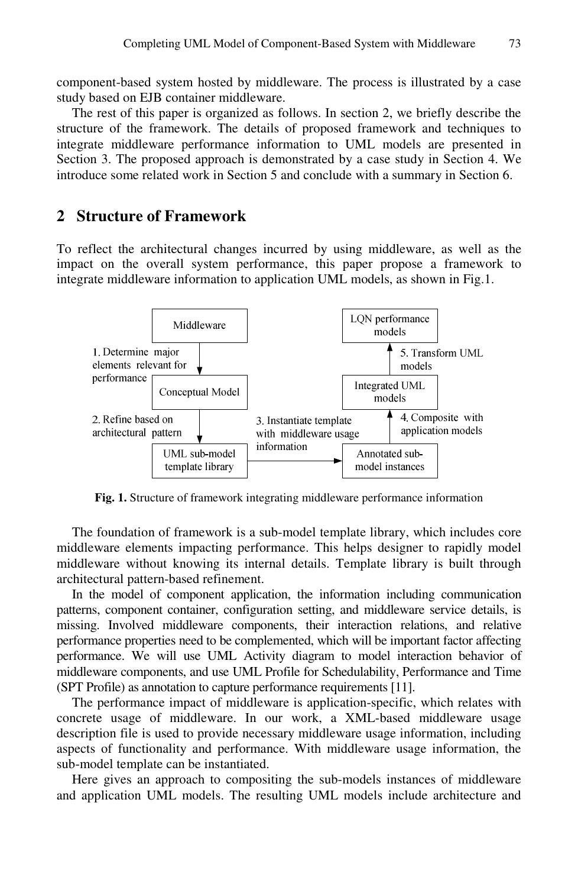component-based system hosted by middleware. The process is illustrated by a case study based on EJB container middleware.

The rest of this paper is organized as follows. In section 2, we briefly describe the structure of the framework. The details of proposed framework and techniques to integrate middleware performance information to UML models are presented in Section 3. The proposed approach is demonstrated by a case study in Section 4. We introduce some related work in Section 5 and conclude with a summary in Section 6.

## 2 Structure of Framework

To reflect the architectural changes incurred by using middleware, as well as the impact on the overall system performance, this paper propose a framework to integrate middleware information to application UML models, as shown in Fig.1.

Middleware

1. Determine major elements relevant for performance

Conceptual Model

2. Refine based on architectural pattern

UML sub-model template library

3. Instantiate template with middleware usage information

Annotated sub-model instances

4. Composite with application models

Integrated UML models

5. Transform UML models

LQN performance models

**Fig. 1.** Structure of framework integrating middleware performance information

The foundation of framework is a sub-model template library, which includes core middleware elements impacting performance. This helps designer to rapidly model middleware without knowing its internal details. Template library is built through architectural pattern-based refinement.

In the model of component application, the information including communication patterns, component container, configuration setting, and middleware service details, is missing. Involved middleware components, their interaction relations, and relative performance properties need to be complemented, which will be important factor affecting performance. We will use UML Activity diagram to model interaction behavior of middleware components, and use UML Profile for Schedulability, Performance and Time (SPT Profile) as annotation to capture performance requirements [11].

The performance impact of middleware is application-specific, which relates with concrete usage of middleware. In our work, a XML-based middleware usage description file is used to provide necessary middleware usage information, including aspects of functionality and performance. With middleware usage information, the sub-model template can be instantiated.

Here gives an approach to compositing the sub-models instances of middleware and application UML models. The resulting UML models include architecture and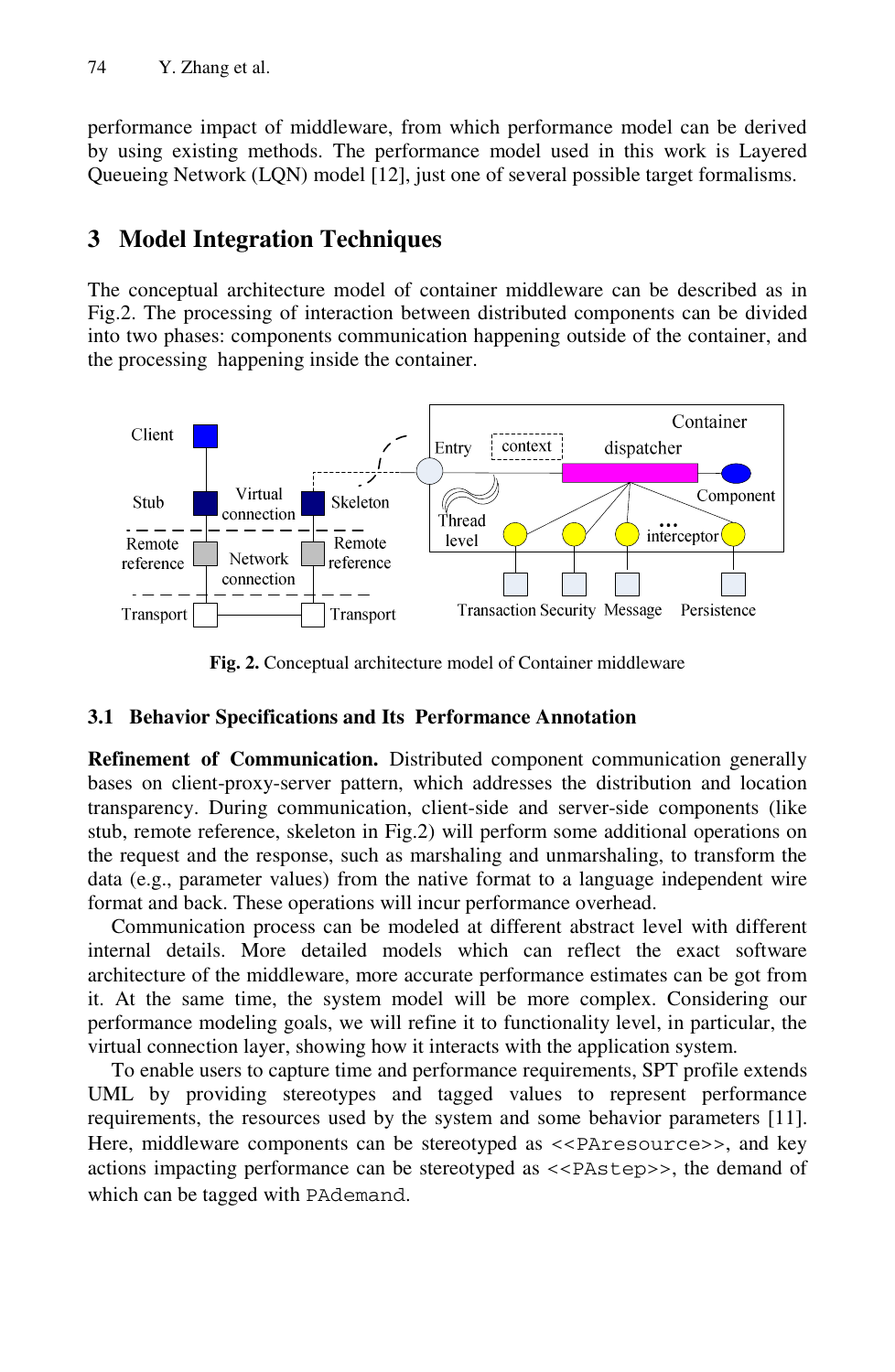performance impact of middleware, from which performance model can be derived by using existing methods. The performance model used in this work is Layered Queueing Network (LQN) model [12], just one of several possible target formalisms.

## 3 Model Integration Techniques

The conceptual architecture model of container middleware can be described as in Fig.2. The processing of interaction between distributed components can be divided into two phases: components communication happening outside of the container, and the processing happening inside the container.

**Fig. 2.** Conceptual architecture model of Container middleware

### 3.1 Behavior Specifications and Its Performance Annotation

**Refinement of Communication.** Distributed component communication generally bases on client-proxy-server pattern, which addresses the distribution and location transparency. During communication, client-side and server-side components (like stub, remote reference, skeleton in Fig.2) will perform some additional operations on the request and the response, such as marshaling and unmarshaling, to transform the data (e.g., parameter values) from the native format to a language independent wire format and back. These operations will incur performance overhead.

Communication process can be modeled at different abstract level with different internal details. More detailed models which can reflect the exact software architecture of the middleware, more accurate performance estimates can be got from it. At the same time, the system model will be more complex. Considering our performance modeling goals, we will refine it to functionality level, in particular, the virtual connection layer, showing how it interacts with the application system.

To enable users to capture time and performance requirements, SPT profile extends UML by providing stereotypes and tagged values to represent performance requirements, the resources used by the system and some behavior parameters [11]. Here, middleware components can be stereotyped as `<<PAresource>>`, and key actions impacting performance can be stereotyped as `<<PAstep>>`, the demand of which can be tagged with `PAdemand`.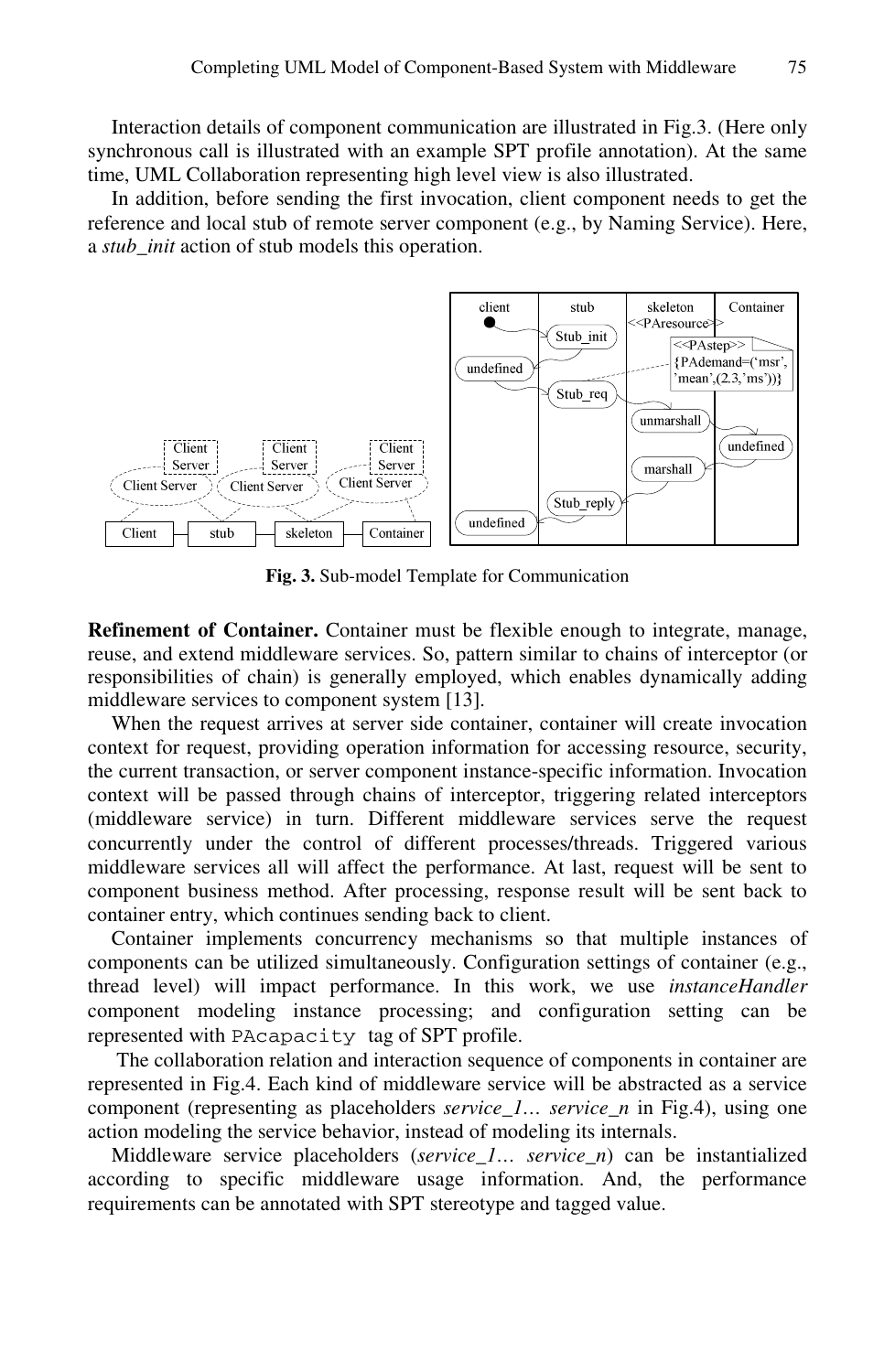Interaction details of component communication are illustrated in Fig.3. (Here only synchronous call is illustrated with an example SPT profile annotation). At the same time, UML Collaboration representing high level view is also illustrated.

In addition, before sending the first invocation, client component needs to get the reference and local stub of remote server component (e.g., by Naming Service). Here, a *stub_init* action of stub models this operation.

**Fig. 3.** Sub-model Template for Communication

**Refinement of Container.** Container must be flexible enough to integrate, manage, reuse, and extend middleware services. So, pattern similar to chains of interceptor (or responsibilities of chain) is generally employed, which enables dynamically adding middleware services to component system [13].

When the request arrives at server side container, container will create invocation context for request, providing operation information for accessing resource, security, the current transaction, or server component instance-specific information. Invocation context will be passed through chains of interceptor, triggering related interceptors (middleware service) in turn. Different middleware services serve the request concurrently under the control of different processes/threads. Triggered various middleware services all will affect the performance. At last, request will be sent to component business method. After processing, response result will be sent back to container entry, which continues sending back to client.

Container implements concurrency mechanisms so that multiple instances of components can be utilized simultaneously. Configuration settings of container (e.g., thread level) will impact performance. In this work, we use *instanceHandler* component modeling instance processing; and configuration setting can be represented with `PAcapacity` tag of SPT profile.

The collaboration relation and interaction sequence of components in container are represented in Fig.4. Each kind of middleware service will be abstracted as a service component (representing as placeholders *service_1… service_n* in Fig.4), using one action modeling the service behavior, instead of modeling its internals.

Middleware service placeholders (*service_1… service_n*) can be instantialized according to specific middleware usage information. And, the performance requirements can be annotated with SPT stereotype and tagged value.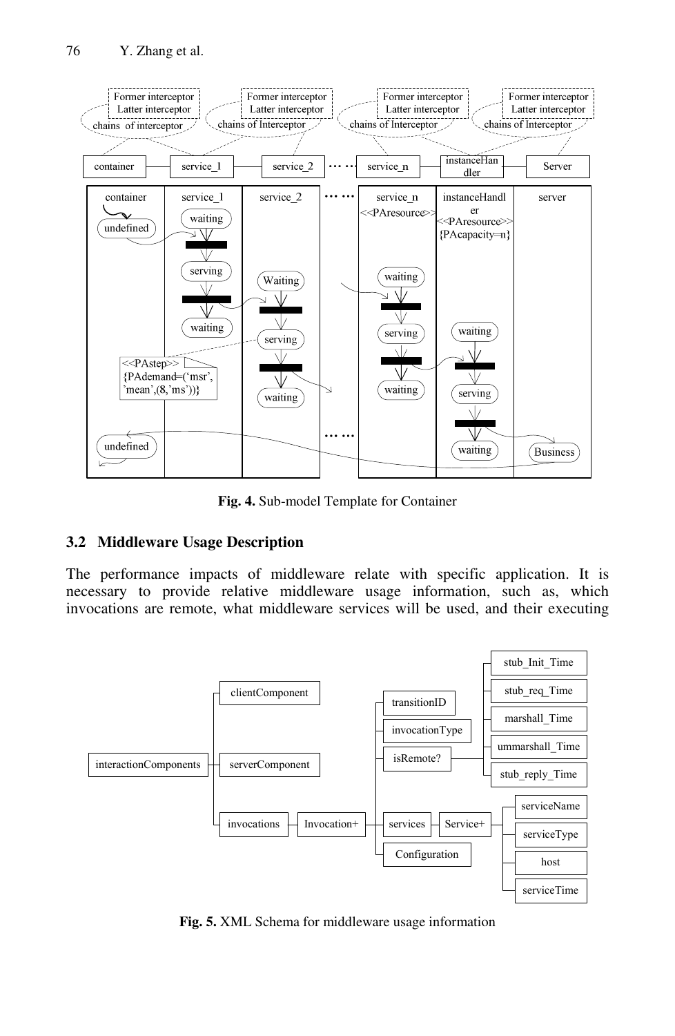**Fig. 4.** Sub-model Template for Container

### 3.2 Middleware Usage Description

The performance impacts of middleware relate with specific application. It is necessary to provide relative middleware usage information, such as, which invocations are remote, what middleware services will be used, and their executing

**Fig. 5.** XML Schema for middleware usage information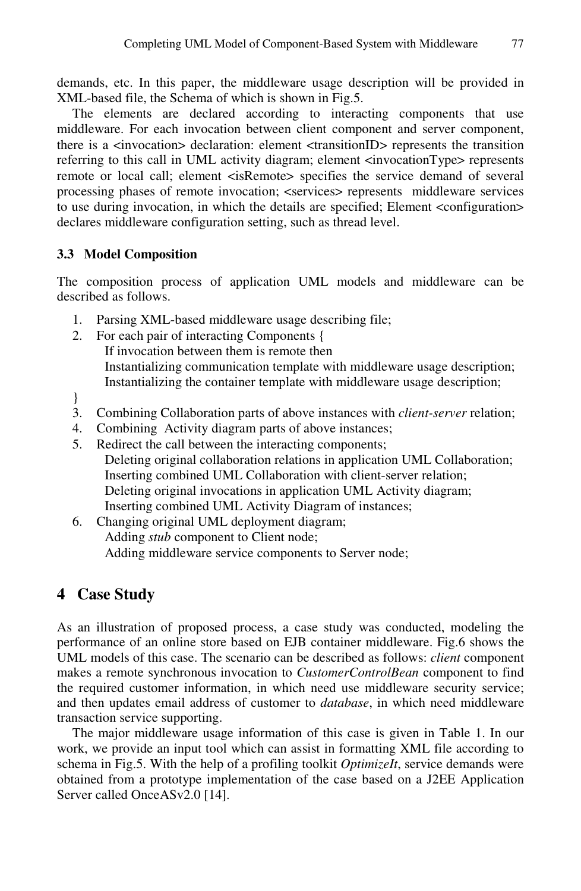demands, etc. In this paper, the middleware usage description will be provided in XML-based file, the Schema of which is shown in Fig.5.

The elements are declared according to interacting components that use middleware. For each invocation between client component and server component, there is a <invocation> declaration: element <transitionID> represents the transition referring to this call in UML activity diagram; element <invocationType> represents remote or local call; element <isRemote> specifies the service demand of several processing phases of remote invocation; <services> represents middleware services to use during invocation, in which the details are specified; Element <configuration> declares middleware configuration setting, such as thread level.

### 3.3 Model Composition

The composition process of application UML models and middleware can be described as follows.

1. Parsing XML-based middleware usage describing file;
2. For each pair of interacting Components {
   If invocation between them is remote then
   Instantializing communication template with middleware usage description;
   Instantializing the container template with middleware usage description;

}

3. Combining Collaboration parts of above instances with *client-server* relation;
4. Combining Activity diagram parts of above instances;
5. Redirect the call between the interacting components;
   Deleting original collaboration relations in application UML Collaboration;
   Inserting combined UML Collaboration with client-server relation;
   Deleting original invocations in application UML Activity diagram;
   Inserting combined UML Activity Diagram of instances;
6. Changing original UML deployment diagram;
   Adding *stub* component to Client node;
   Adding middleware service components to Server node;

## 4 Case Study

As an illustration of proposed process, a case study was conducted, modeling the performance of an online store based on EJB container middleware. Fig.6 shows the UML models of this case. The scenario can be described as follows: *client* component makes a remote synchronous invocation to *CustomerControlBean* component to find the required customer information, in which need use middleware security service; and then updates email address of customer to *database*, in which need middleware transaction service supporting.

The major middleware usage information of this case is given in Table 1. In our work, we provide an input tool which can assist in formatting XML file according to schema in Fig.5. With the help of a profiling toolkit *OptimizeIt*, service demands were obtained from a prototype implementation of the case based on a J2EE Application Server called OnceASv2.0 [14].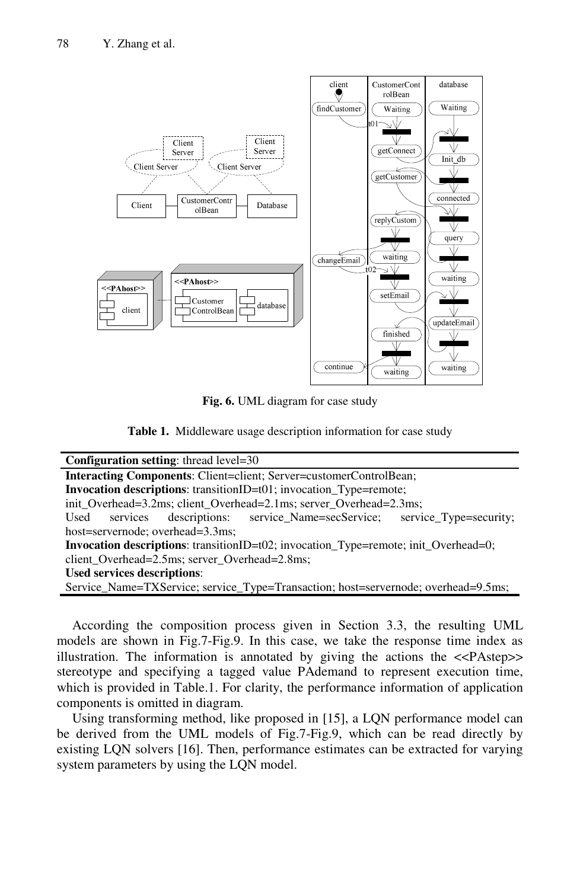Fig. 6. UML diagram for case study

**Table 1.** Middleware usage description information for case study

| **Configuration setting**: thread level=30 |
|---|
| **Interacting Components**: Client=client; Server=customerControlBean;<br>**Invocation descriptions**: transitionID=t01; invocation_Type=remote; init_Overhead=3.2ms; client_Overhead=2.1ms; server_Overhead=2.3ms;<br>Used services descriptions: service_Name=secService; service_Type=security; host=servernode; overhead=3.3ms;<br>**Invocation descriptions**: transitionID=t02; invocation_Type=remote; init_Overhead=0; client_Overhead=2.5ms; server_Overhead=2.8ms;<br>**Used services descriptions**:<br>Service_Name=TXService; service_Type=Transaction; host=servernode; overhead=9.5ms; |

According the composition process given in Section 3.3, the resulting UML models are shown in Fig.7-Fig.9. In this case, we take the response time index as illustration. The information is annotated by giving the actions the <<PAstep>> stereotype and specifying a tagged value PAdemand to represent execution time, which is provided in Table.1. For clarity, the performance information of application components is omitted in diagram.

Using transforming method, like proposed in [15], a LQN performance model can be derived from the UML models of Fig.7-Fig.9, which can be read directly by existing LQN solvers [16]. Then, performance estimates can be extracted for varying system parameters by using the LQN model.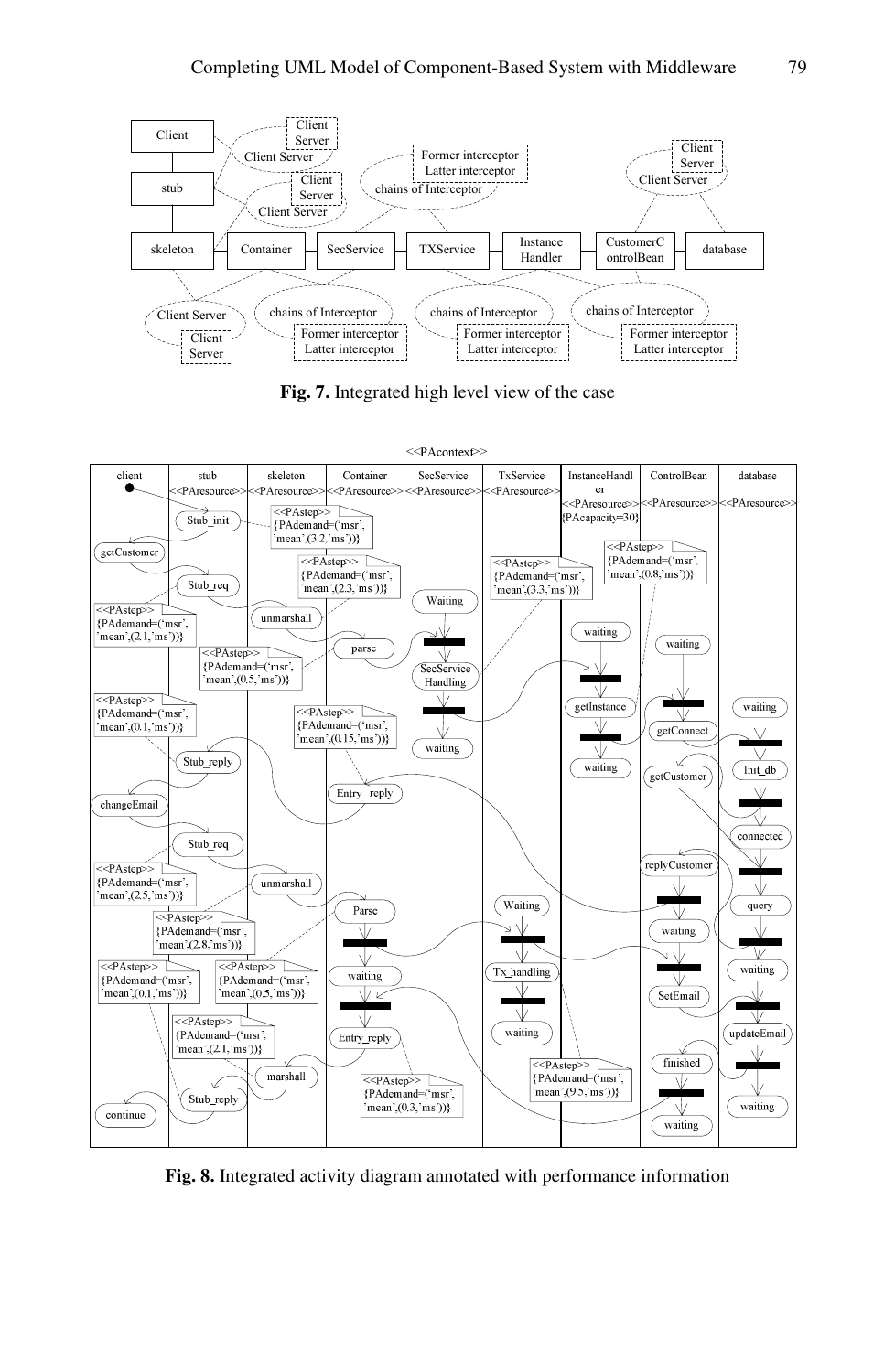**Fig. 7.** Integrated high level view of the case

**Fig. 8.** Integrated activity diagram annotated with performance information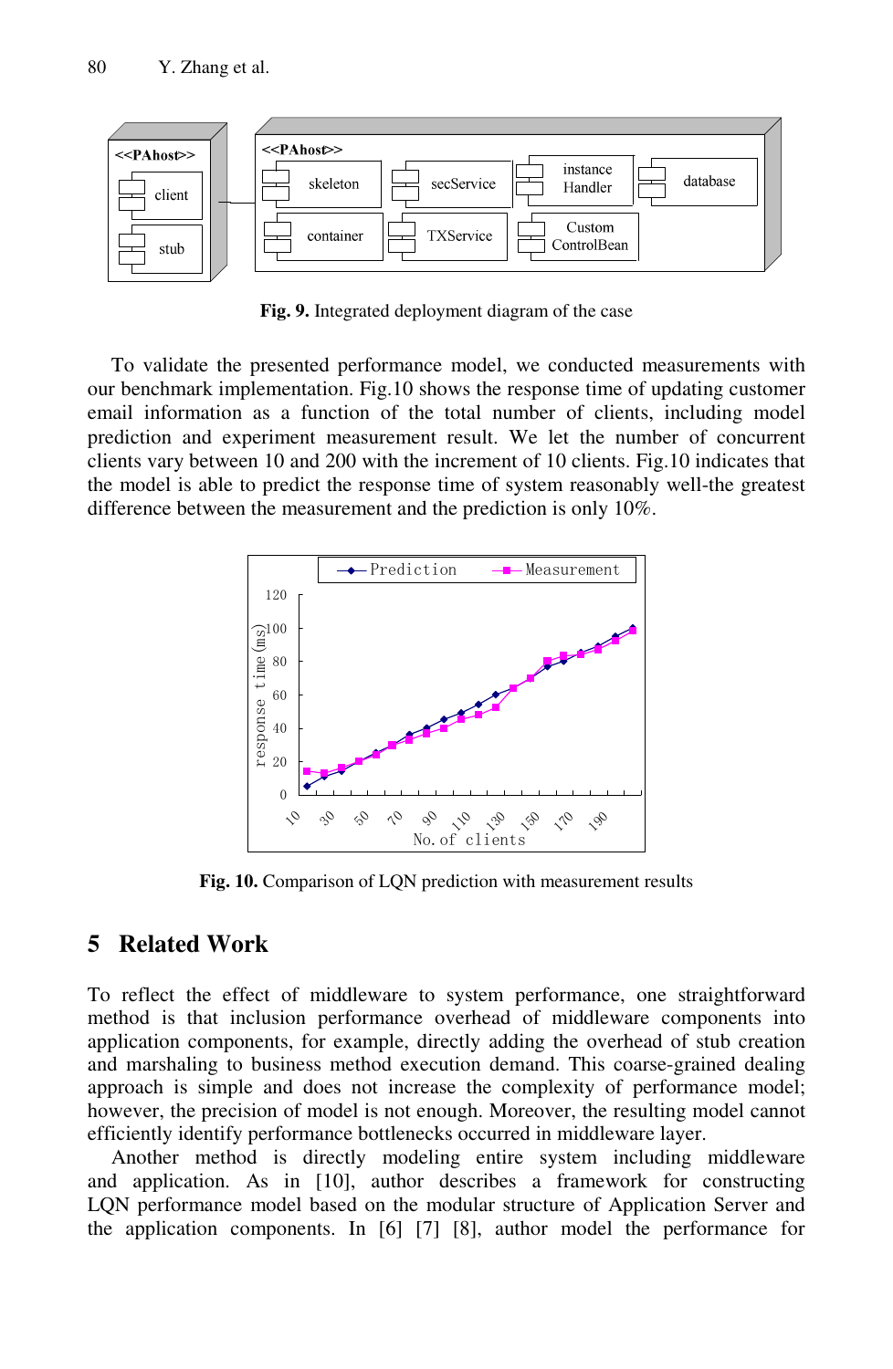Fig. 9. Integrated deployment diagram of the case

To validate the presented performance model, we conducted measurements with our benchmark implementation. Fig.10 shows the response time of updating customer email information as a function of the total number of clients, including model prediction and experiment measurement result. We let the number of concurrent clients vary between 10 and 200 with the increment of 10 clients. Fig.10 indicates that the model is able to predict the response time of system reasonably well-the greatest difference between the measurement and the prediction is only 10%.

Fig. 10. Comparison of LQN prediction with measurement results

## 5 Related Work

To reflect the effect of middleware to system performance, one straightforward method is that inclusion performance overhead of middleware components into application components, for example, directly adding the overhead of stub creation and marshaling to business method execution demand. This coarse-grained dealing approach is simple and does not increase the complexity of performance model; however, the precision of model is not enough. Moreover, the resulting model cannot efficiently identify performance bottlenecks occurred in middleware layer.

Another method is directly modeling entire system including middleware and application. As in [10], author describes a framework for constructing LQN performance model based on the modular structure of Application Server and the application components. In [6] [7] [8], author model the performance for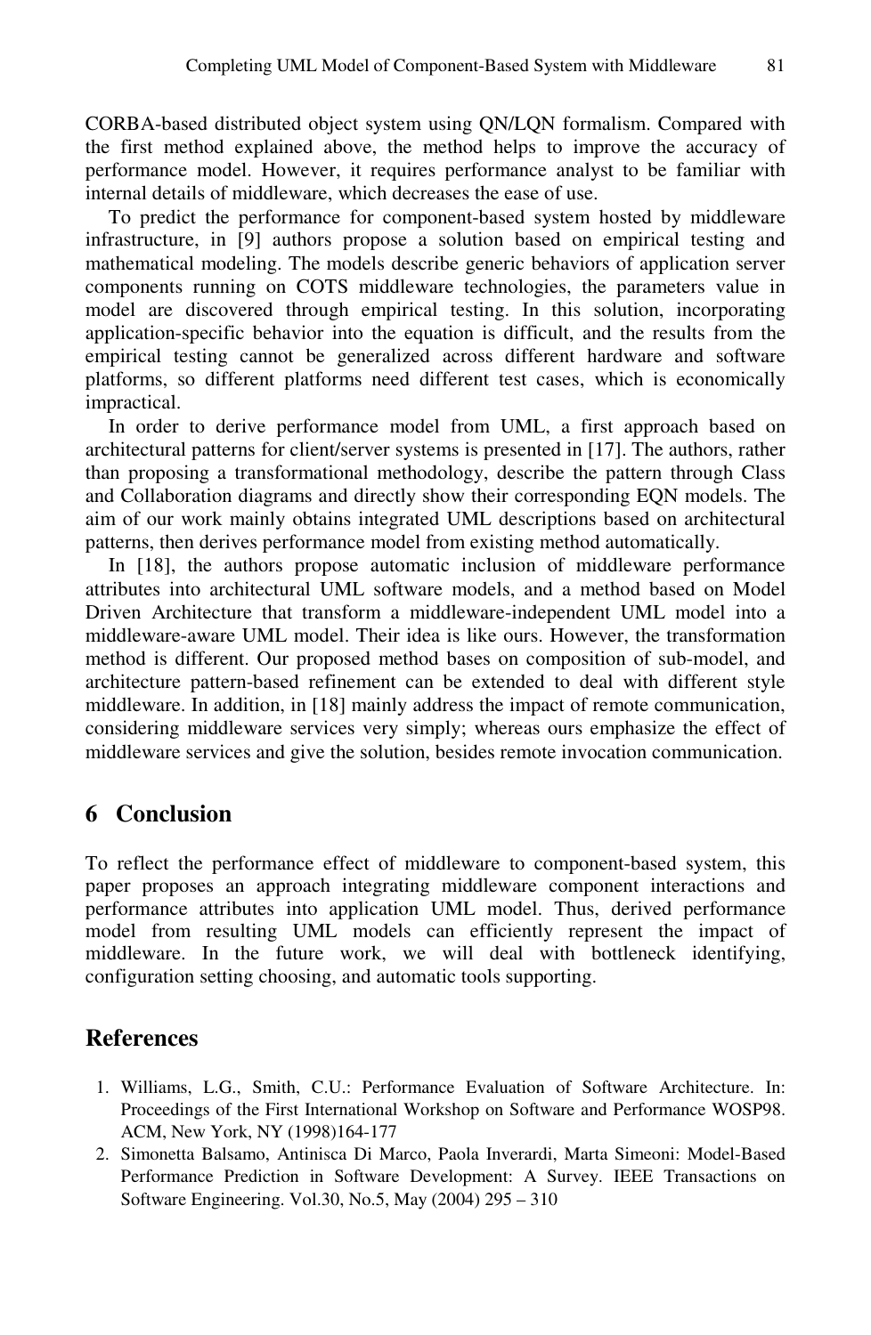CORBA-based distributed object system using QN/LQN formalism. Compared with the first method explained above, the method helps to improve the accuracy of performance model. However, it requires performance analyst to be familiar with internal details of middleware, which decreases the ease of use.

To predict the performance for component-based system hosted by middleware infrastructure, in [9] authors propose a solution based on empirical testing and mathematical modeling. The models describe generic behaviors of application server components running on COTS middleware technologies, the parameters value in model are discovered through empirical testing. In this solution, incorporating application-specific behavior into the equation is difficult, and the results from the empirical testing cannot be generalized across different hardware and software platforms, so different platforms need different test cases, which is economically impractical.

In order to derive performance model from UML, a first approach based on architectural patterns for client/server systems is presented in [17]. The authors, rather than proposing a transformational methodology, describe the pattern through Class and Collaboration diagrams and directly show their corresponding EQN models. The aim of our work mainly obtains integrated UML descriptions based on architectural patterns, then derives performance model from existing method automatically.

In [18], the authors propose automatic inclusion of middleware performance attributes into architectural UML software models, and a method based on Model Driven Architecture that transform a middleware-independent UML model into a middleware-aware UML model. Their idea is like ours. However, the transformation method is different. Our proposed method bases on composition of sub-model, and architecture pattern-based refinement can be extended to deal with different style middleware. In addition, in [18] mainly address the impact of remote communication, considering middleware services very simply; whereas ours emphasize the effect of middleware services and give the solution, besides remote invocation communication.

## 6 Conclusion

To reflect the performance effect of middleware to component-based system, this paper proposes an approach integrating middleware component interactions and performance attributes into application UML model. Thus, derived performance model from resulting UML models can efficiently represent the impact of middleware. In the future work, we will deal with bottleneck identifying, configuration setting choosing, and automatic tools supporting.

## References

1. Williams, L.G., Smith, C.U.: Performance Evaluation of Software Architecture. In: Proceedings of the First International Workshop on Software and Performance WOSP98. ACM, New York, NY (1998)164-177
2. Simonetta Balsamo, Antinisca Di Marco, Paola Inverardi, Marta Simeoni: Model-Based Performance Prediction in Software Development: A Survey. IEEE Transactions on Software Engineering. Vol.30, No.5, May (2004) 295 – 310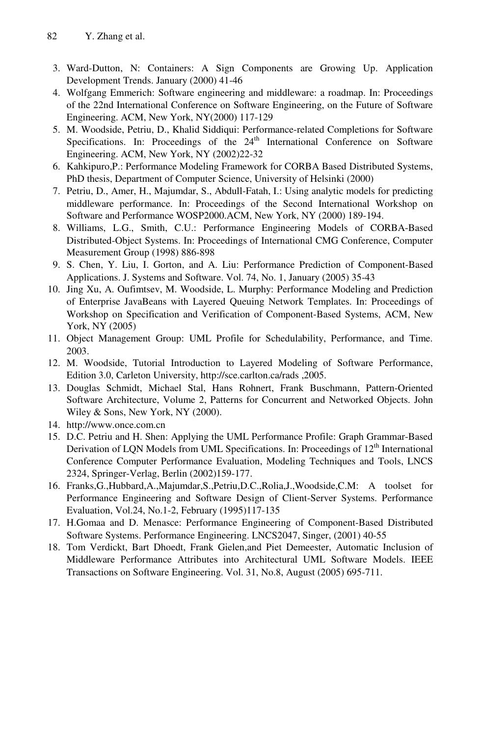3. Ward-Dutton, N: Containers: A Sign Components are Growing Up. Application Development Trends. January (2000) 41-46
4. Wolfgang Emmerich: Software engineering and middleware: a roadmap. In: Proceedings of the 22nd International Conference on Software Engineering, on the Future of Software Engineering. ACM, New York, NY(2000) 117-129
5. M. Woodside, Petriu, D., Khalid Siddiqui: Performance-related Completions for Software Specifications. In: Proceedings of the 24th International Conference on Software Engineering. ACM, New York, NY (2002)22-32
6. Kahkipuro,P.: Performance Modeling Framework for CORBA Based Distributed Systems, PhD thesis, Department of Computer Science, University of Helsinki (2000)
7. Petriu, D., Amer, H., Majumdar, S., Abdull-Fatah, I.: Using analytic models for predicting middleware performance. In: Proceedings of the Second International Workshop on Software and Performance WOSP2000.ACM, New York, NY (2000) 189-194.
8. Williams, L.G., Smith, C.U.: Performance Engineering Models of CORBA-Based Distributed-Object Systems. In: Proceedings of International CMG Conference, Computer Measurement Group (1998) 886-898
9. S. Chen, Y. Liu, I. Gorton, and A. Liu: Performance Prediction of Component-Based Applications. J. Systems and Software. Vol. 74, No. 1, January (2005) 35-43
10. Jing Xu, A. Oufimtsev, M. Woodside, L. Murphy: Performance Modeling and Prediction of Enterprise JavaBeans with Layered Queuing Network Templates. In: Proceedings of Workshop on Specification and Verification of Component-Based Systems, ACM, New York, NY (2005)
11. Object Management Group: UML Profile for Schedulability, Performance, and Time. 2003.
12. M. Woodside, Tutorial Introduction to Layered Modeling of Software Performance, Edition 3.0, Carleton University, http://sce.carlton.ca/rads ,2005.
13. Douglas Schmidt, Michael Stal, Hans Rohnert, Frank Buschmann, Pattern-Oriented Software Architecture, Volume 2, Patterns for Concurrent and Networked Objects. John Wiley & Sons, New York, NY (2000).
14. http://www.once.com.cn
15. D.C. Petriu and H. Shen: Applying the UML Performance Profile: Graph Grammar-Based Derivation of LQN Models from UML Specifications. In: Proceedings of 12th International Conference Computer Performance Evaluation, Modeling Techniques and Tools, LNCS 2324, Springer-Verlag, Berlin (2002)159-177.
16. Franks,G.,Hubbard,A.,Majumdar,S.,Petriu,D.C.,Rolia,J.,Woodside,C.M: A toolset for Performance Engineering and Software Design of Client-Server Systems. Performance Evaluation, Vol.24, No.1-2, February (1995)117-135
17. H.Gomaa and D. Menasce: Performance Engineering of Component-Based Distributed Software Systems. Performance Engineering. LNCS2047, Singer, (2001) 40-55
18. Tom Verdickt, Bart Dhoedt, Frank Gielen,and Piet Demeester, Automatic Inclusion of Middleware Performance Attributes into Architectural UML Software Models. IEEE Transactions on Software Engineering. Vol. 31, No.8, August (2005) 695-711.